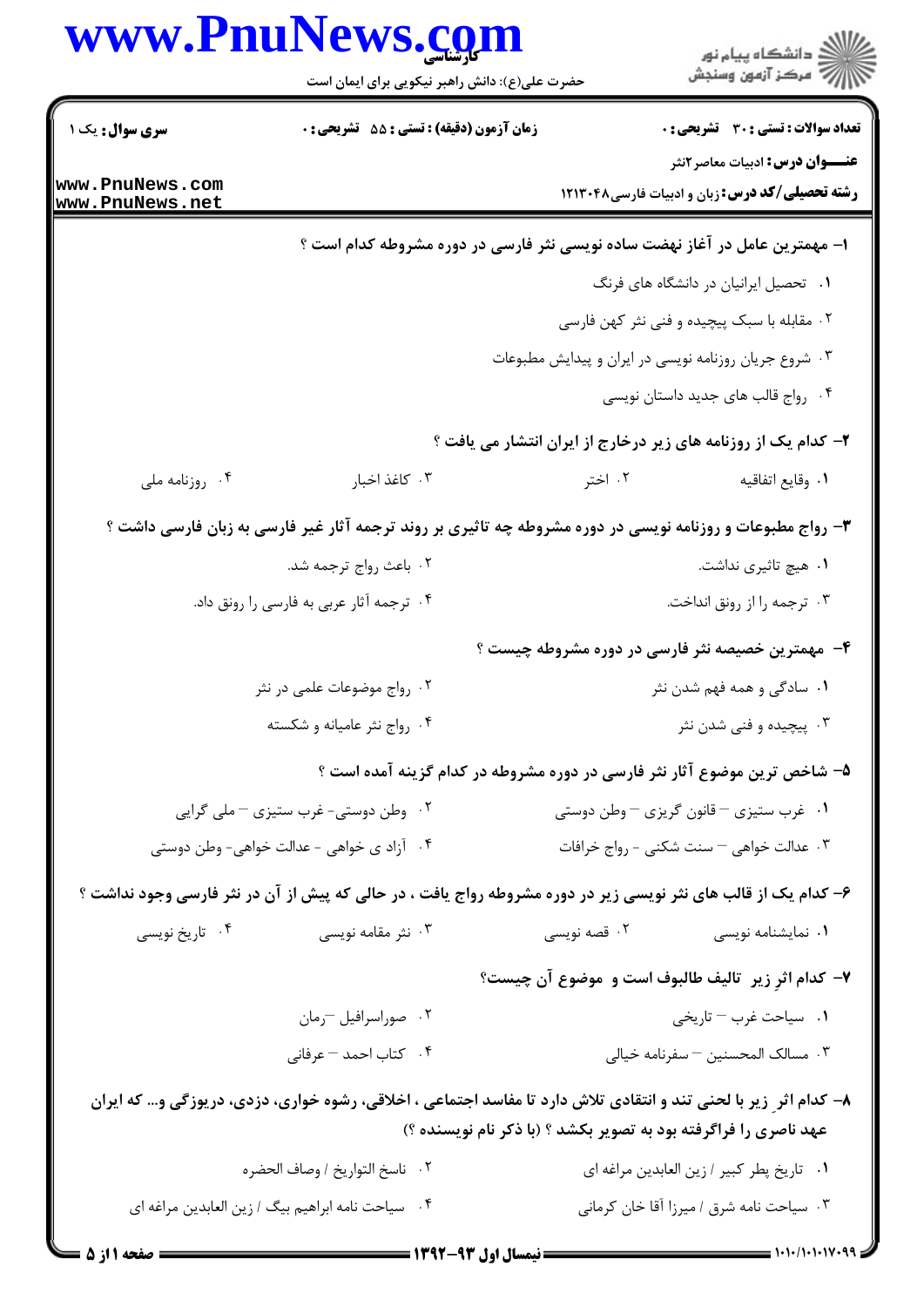**سری سؤال:** یک ۱

**زمان آزمون (دقیقه) : تستی : ۵۵ تشریحی : ۰**

**تعداد سوالات : تستی : ۳۰ تشریحی : ۰**

**عنـــوان درس:** ادبیات معاصر۲نثر

**رشته تحصیلی/کد درس:** زبان و ادبیات فارسی۱۲۱۳۰۴۸

**۱- مهمترین عامل در آغاز نهضت ساده نویسی نثر فارسی در دوره مشروطه کدام است ؟**

۱. تحصیل ایرانیان در دانشگاه های فرنگ

۲. مقابله با سبک پیچیده و فنی نثر کهن فارسی

۳. شروع جریان روزنامه نویسی در ایران و پیدایش مطبوعات

۴. رواج قالب های جدید داستان نویسی

**۲- کدام یک از روزنامه های زیر درخارج از ایران انتشار می یافت ؟**

۱. وقایع اتفاقیه
۲. اختر
۳. کاغذ اخبار
۴. روزنامه ملی

**۳- رواج مطبوعات و روزنامه نویسی در دوره مشروطه چه تاثیری بر روند ترجمه آثار غیر فارسی به زبان فارسی داشت ؟**

۱. هیچ تاثیری نداشت.
۲. باعث رواج ترجمه شد.
۳. ترجمه را از رونق انداخت.
۴. ترجمه آثار عربی به فارسی را رونق داد.

**۴- مهمترین خصیصه نثر فارسی در دوره مشروطه چیست ؟**

۱. سادگی و همه فهم شدن نثر
۲. رواج موضوعات علمی در نثر
۳. پیچیده و فنی شدن نثر
۴. رواج نثر عامیانه و شکسته

**۵- شاخص ترین موضوع آثار نثر فارسی در دوره مشروطه در کدام گزینه آمده است ؟**

۱. غرب ستیزی – قانون گریزی – وطن دوستی
۲. وطن دوستی- غرب ستیزی – ملی گرایی
۳. عدالت خواهی – سنت شکنی - رواج خرافات
۴. آزاد ی خواهی - عدالت خواهی- وطن دوستی

**۶- کدام یک از قالب های نثر نویسی زیر در دوره مشروطه رواج یافت ، در حالی که پیش از آن در نثر فارسی وجود نداشت ؟**

۱. نمایشنامه نویسی
۲. قصه نویسی
۳. نثر مقامه نویسی
۴. تاریخ نویسی

**۷- کدام اثرِ زیر تالیف طالبوف است و موضوع آن چیست؟**

۱. سیاحت غرب – تاریخی
۲. صوراسرافیل –رمان
۳. مسالک المحسنین – سفرنامه خیالی
۴. کتاب احمد – عرفانی

**۸- کدام اثرِ زیر با لحنی تند و انتقادی تلاش دارد تا مفاسد اجتماعی ، اخلاقی، رشوه خواری، دزدی، دریوزگی و... که ایران عهد ناصری را فراگرفته بود به تصویر بکشد ؟ (با ذکر نام نویسنده ؟)**

۱. تاریخ پطر کبیر / زین العابدین مراغه ای
۲. ناسخ التواریخ / وصاف الحضره
۳. سیاحت نامه شرق / میرزا آقا خان کرمانی
۴. سیاحت نامه ابراهیم بیگ / زین العابدین مراغه ای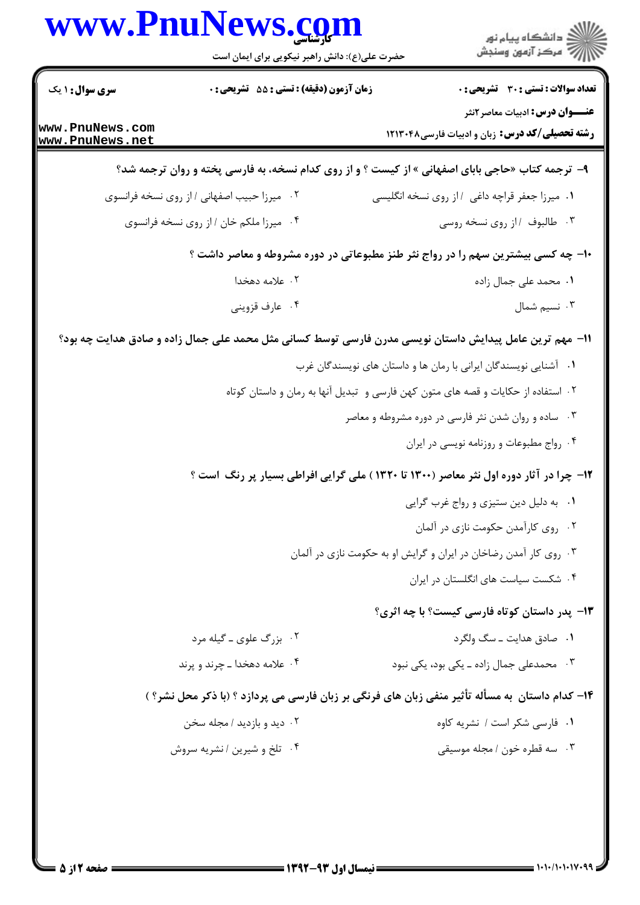**سری سوال:** ۱ یک | **زمان آزمون (دقیقه) : تستی :** ۵۵ **تشریحی :** ۰ | **تعداد سوالات : تستی :** ۳۰ **تشریحی :** ۰

**عنـــوان درس:** ادبیات معاصر۲نثر

**رشته تحصیلی/کد درس:** زبان و ادبیات فارسی۱۲۱۳۰۴۸

**۹- ترجمه کتاب «حاجی بابای اصفهانی » از کیست ؟ و از روی کدام نسخه، به فارسی پخته و روان ترجمه شد؟**

۱. میرزا جعفر قراچه داغی / از روی نسخه انگلیسی

۲. میرزا حبیب اصفهانی / از روی نسخه فرانسوی

۳. طالبوف / از روی نسخه روسی

۴. میرزا ملکم خان / از روی نسخه فرانسوی

**۱۰- چه کسی بیشترین سهم را در رواج نثر طنز مطبوعاتی در دوره مشروطه و معاصر داشت ؟**

۱. محمد علی جمال زاده

۲. علامه دهخدا

۳. نسیم شمال

۴. عارف قزوینی

**۱۱- مهم ترین عامل پیدایش داستان نویسی مدرن فارسی توسط کسانی مثل محمد علی جمال زاده و صادق هدایت چه بود؟**

۱. آشنایی نویسندگان ایرانی با رمان ها و داستان های نویسندگان غرب

۲. استفاده از حکایات و قصه های متون کهن فارسی و تبدیل آنها به رمان و داستان کوتاه

۳. ساده و روان شدن نثر فارسی در دوره مشروطه و معاصر

۴. رواج مطبوعات و روزنامه نویسی در ایران

**۱۲- چرا در آثار دوره اول نثر معاصر (۱۳۰۰ تا ۱۳۲۰ ) ملی گرایی افراطی بسیار پر رنگ است ؟**

۱. به دلیل دین ستیزی و رواج غرب گرایی

۲. روی کارآمدن حکومت نازی در آلمان

۳. روی کار آمدن رضاخان در ایران و گرایش او به حکومت نازی در آلمان

۴. شکست سیاست های انگلستان در ایران

**۱۳- پدر داستان کوتاه فارسی کیست؟ با چه اثری؟**

۱. صادق هدایت ـ سگ ولگرد

۲. بزرگ علوی ـ گیله مرد

۳. محمدعلی جمال زاده ـ یکی بود، یکی نبود

۴. علامه دهخدا ـ چرند و پرند

**۱۴- کدام داستان به مسأله تأثیر منفی زبان های فرنگی بر زبان فارسی می پردازد ؟ (با ذکر محل نشر؟ )**

۱. فارسی شکر است / نشریه کاوه

۲. دید و بازدید / مجله سخن

۳. سه قطره خون / مجله موسیقی

۴. تلخ و شیرین / نشریه سروش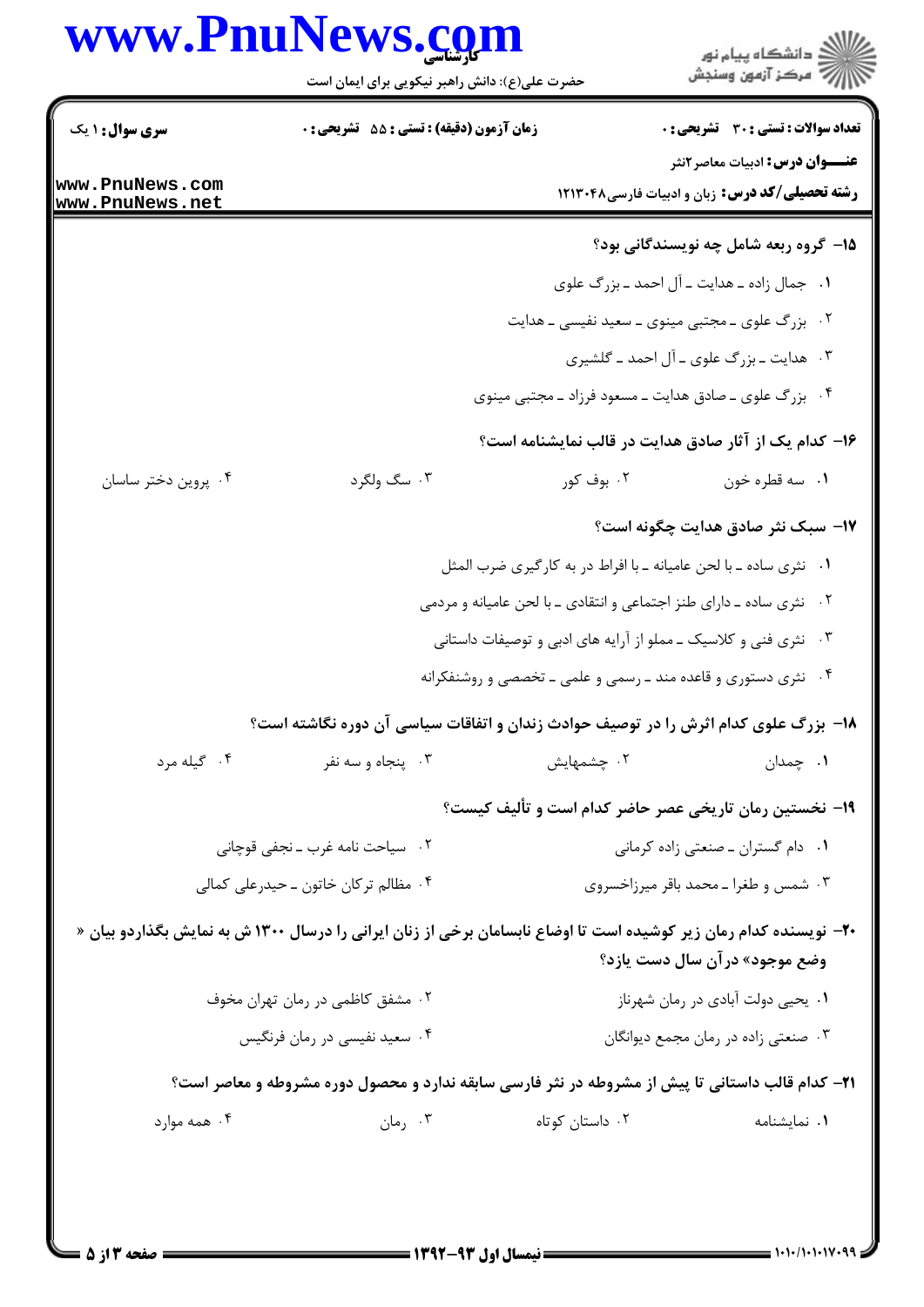۱۵- گروه ربعه شامل چه نویسندگانی بود؟

۱. جمال زاده ـ هدایت ـ آل احمد ـ بزرگ علوی

۲. بزرگ علوی ـ مجتبی مینوی ـ سعید نفیسی ـ هدایت

۳. هدایت ـ بزرگ علوی ـ آل احمد ـ گلشیری

۴. بزرگ علوی ـ صادق هدایت ـ مسعود فرزاد ـ مجتبی مینوی

۱۶- کدام یک از آثار صادق هدایت در قالب نمایشنامه است؟

۱. سه قطره خون
۲. بوف کور
۳. سگ ولگرد
۴. پروین دختر ساسان

۱۷- سبک نثر صادق هدایت چگونه است؟

۱. نثری ساده ـ با لحن عامیانه ـ با افراط در به کارگیری ضرب المثل

۲. نثری ساده ـ دارای طنز اجتماعی و انتقادی ـ با لحن عامیانه و مردمی

۳. نثری فنی و کلاسیک ـ مملو از آرایه های ادبی و توصیفات داستانی

۴. نثری دستوری و قاعده مند ـ رسمی و علمی ـ تخصصی و روشنفکرانه

۱۸- بزرگ علوی کدام اثرش را در توصیف حوادث زندان و اتفاقات سیاسی آن دوره نگاشته است؟

۱. چمدان
۲. چشمهایش
۳. پنجاه و سه نفر
۴. گیله مرد

۱۹- نخستین رمان تاریخی عصر حاضر کدام است و تألیف کیست؟

۱. دام گستران ـ صنعتی زاده کرمانی

۲. سیاحت نامه غرب ـ نجفی قوچانی

۳. شمس و طغرا ـ محمد باقر میرزاخسروی

۴. مظالم ترکان خاتون ـ حیدرعلی کمالی

۲۰- نویسنده کدام رمان زیر کوشیده است تا اوضاع نابسامان برخی از زنان ایرانی را درسال ۱۳۰۰ ش به نمایش بگذاردو بیان « وضع موجود» درآن سال دست یازد؟

۱. یحیی دولت آبادی در رمان شهرناز

۲. مشفق کاظمی در رمان تهران مخوف

۳. صنعتی زاده در رمان مجمع دیوانگان

۴. سعید نفیسی در رمان فرنگیس

۲۱- کدام قالب داستانی تا پیش از مشروطه در نثر فارسی سابقه ندارد و محصول دوره مشروطه و معاصر است؟

۱. نمایشنامه
۲. داستان کوتاه
۳. رمان
۴. همه موارد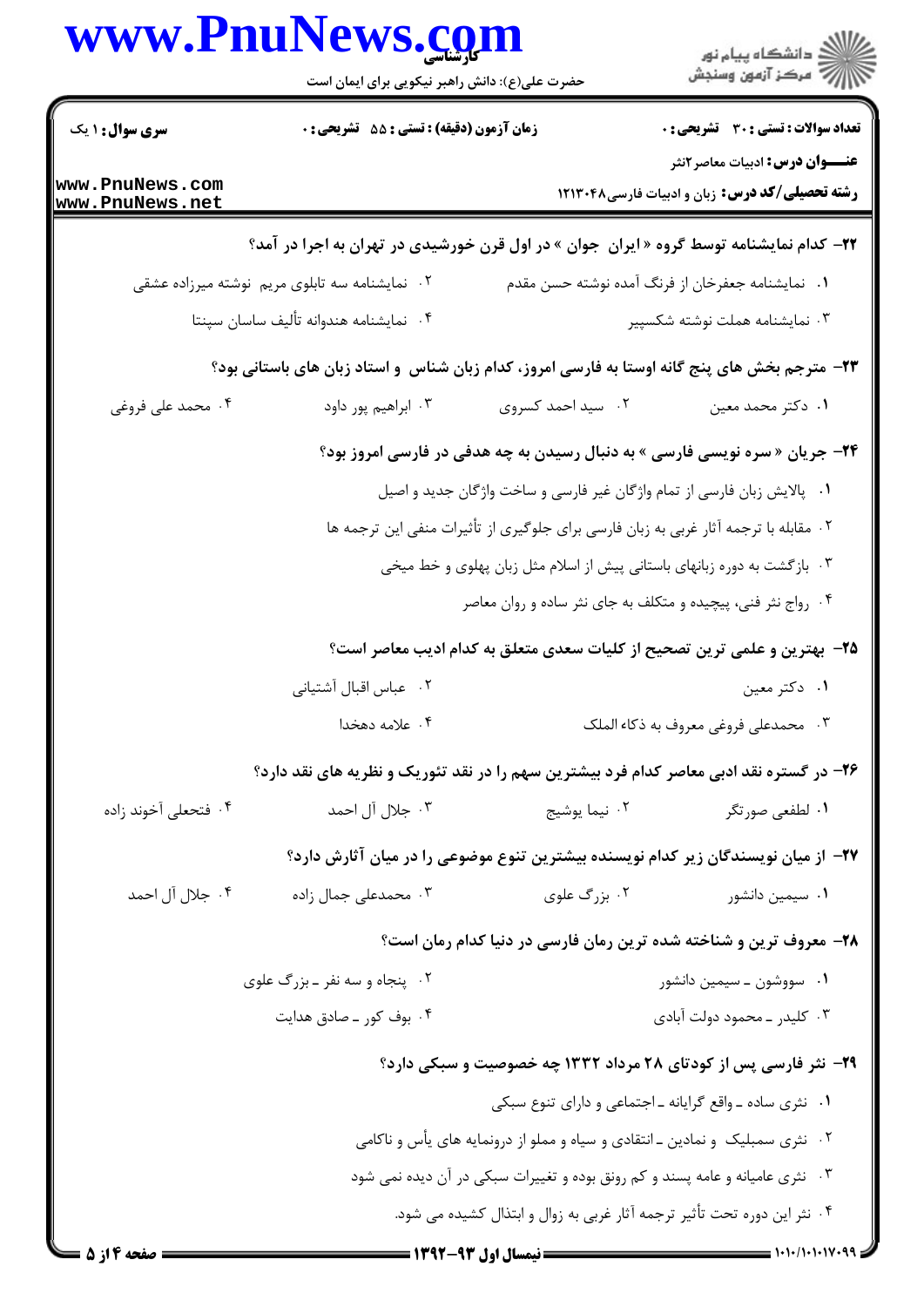**سری سوال:** ۱ یک

**زمان آزمون (دقیقه) : تستی :** ۵۵ **تشریحی :** ۰

**تعداد سوالات : تستی :** ۳۰ **تشریحی :** ۰

**عنـــوان درس:** ادبیات معاصر۲نثر

**رشته تحصیلی/کد درس:** زبان و ادبیات فارسی۱۲۱۳۰۴۸

۲۲- کدام نمایشنامه توسط گروه « ایران جوان » در اول قرن خورشیدی در تهران به اجرا در آمد؟

۱. نمایشنامه جعفرخان از فرنگ آمده نوشته حسن مقدم

۲. نمایشنامه سه تابلوی مریم نوشته میرزاده عشقی

۳. نمایشنامه هملت نوشته شکسپیر

۴. نمایشنامه هندوانه تألیف ساسان سپنتا

۲۳- مترجم بخش های پنج گانه اوستا به فارسی امروز، کدام زبان شناس و استاد زبان های باستانی بود؟

۱. دکتر محمد معین

۲. سید احمد کسروی

۳. ابراهیم پور داود

۴. محمد علی فروغی

۲۴- جریان « سره نویسی فارسی » به دنبال رسیدن به چه هدفی در فارسی امروز بود؟

۱. پالایش زبان فارسی از تمام واژگان غیر فارسی و ساخت واژگان جدید و اصیل

۲. مقابله با ترجمه آثار غربی به زبان فارسی برای جلوگیری از تأثیرات منفی این ترجمه ها

۳. بازگشت به دوره زبانهای باستانی پیش از اسلام مثل زبان پهلوی و خط میخی

۴. رواج نثر فنی، پیچیده و متکلف به جای نثر ساده و روان معاصر

۲۵- بهترین و علمی ترین تصحیح از کلیات سعدی متعلق به کدام ادیب معاصر است؟

۱. دکتر معین

۲. عباس اقبال آشتیانی

۳. محمدعلی فروغی معروف به ذکاء الملک

۴. علامه دهخدا

۲۶- در گستره نقد ادبی معاصر کدام فرد بیشترین سهم را در نقد تئوریک و نظریه های نقد دارد؟

۱. لطفعی صورتگر

۲. نیما یوشیج

۳. جلال آل احمد

۴. فتحعلی آخوند زاده

۲۷- از میان نویسندگان زیر کدام نویسنده بیشترین تنوع موضوعی را در میان آثارش دارد؟

۱. سیمین دانشور

۲. بزرگ علوی

۳. محمدعلی جمال زاده

۴. جلال آل احمد

۲۸- معروف ترین و شناخته شده ترین رمان فارسی در دنیا کدام رمان است؟

۱. سووشون ـ سیمین دانشور

۲. پنجاه و سه نفر ـ بزرگ علوی

۳. کلیدر ـ محمود دولت آبادی

۴. بوف کور ـ صادق هدایت

۲۹- نثر فارسی پس از کودتای ۲۸ مرداد ۱۳۳۲ چه خصوصیت و سبکی دارد؟

۱. نثری ساده ـ واقع گرایانه ـ اجتماعی و دارای تنوع سبکی

۲. نثری سمبلیک و نمادین ـ انتقادی و سیاه و مملو از درونمایه های یأس و ناکامی

۳. نثری عامیانه و عامه پسند و کم رونق بوده و تغییرات سبکی در آن دیده نمی شود

۴. نثر این دوره تحت تأثیر ترجمه آثار غربی به زوال و ابتذال کشیده می شود.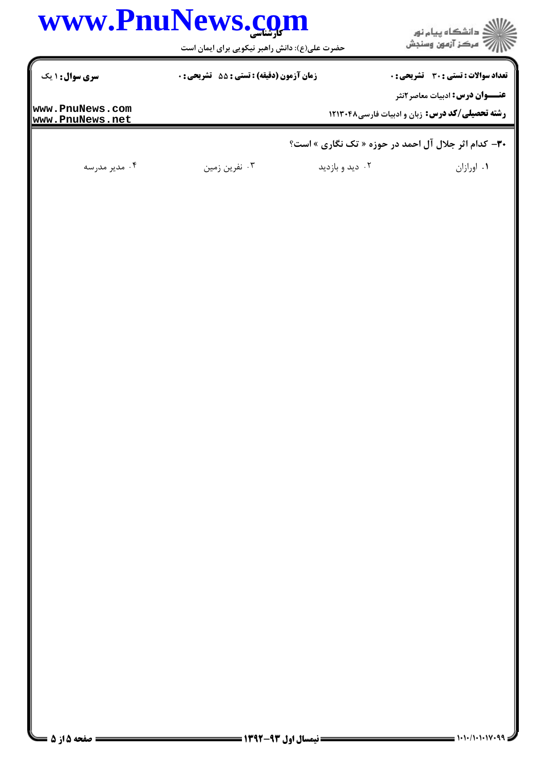**۳۰- کدام اثر جلال آل احمد در حوزه « تک نگاری » است؟**

۱. اورازان

۲. دید و بازدید

۳. نفرین زمین

۴. مدیر مدرسه